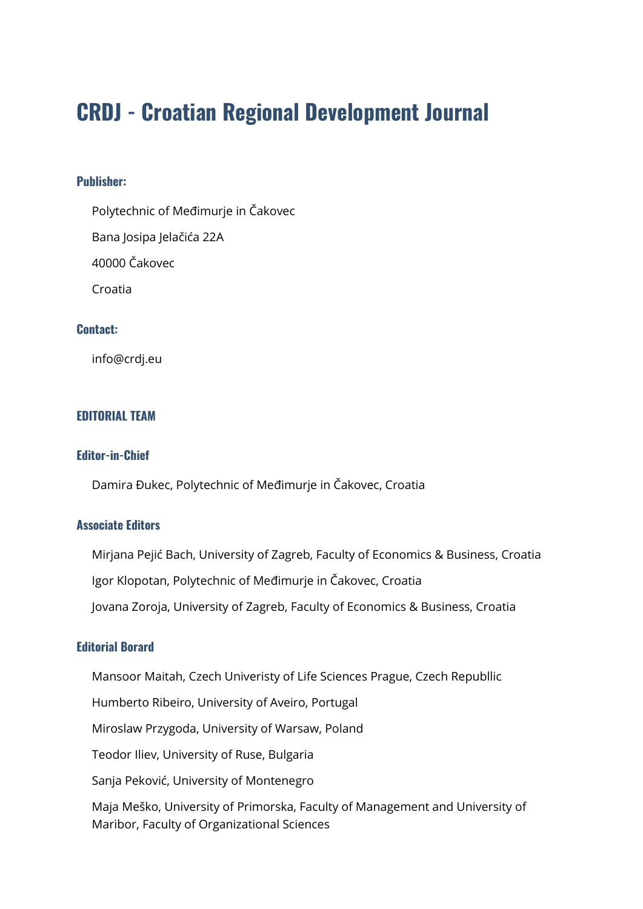# CRDJ - Croatian Regional Development Journal

### Publisher:

Polytechnic of Međimurje in Čakovec

Bana Josipa Jelačića 22A

40000 Čakovec

Croatia

### Contact:

info@crdj.eu

## EDITORIAL TEAM

### Editor-in-Chief

Damira Đukec, Polytechnic of Međimurje in Čakovec, Croatia

### Associate Editors

Mirjana Pejić Bach, University of Zagreb, Faculty of Economics & Business, Croatia

Igor Klopotan, Polytechnic of Međimurje in Čakovec, Croatia

Jovana Zoroja, University of Zagreb, Faculty of Economics & Business, Croatia

### Editorial Borard

Mansoor Maitah, Czech Univeristy of Life Sciences Prague, Czech Republlic

Humberto Ribeiro, University of Aveiro, Portugal

Miroslaw Przygoda, University of Warsaw, Poland

Teodor Iliev, University of Ruse, Bulgaria

Sanja Peković, University of Montenegro

Maja Meško, University of Primorska, Faculty of Management and University of Maribor, Faculty of Organizational Sciences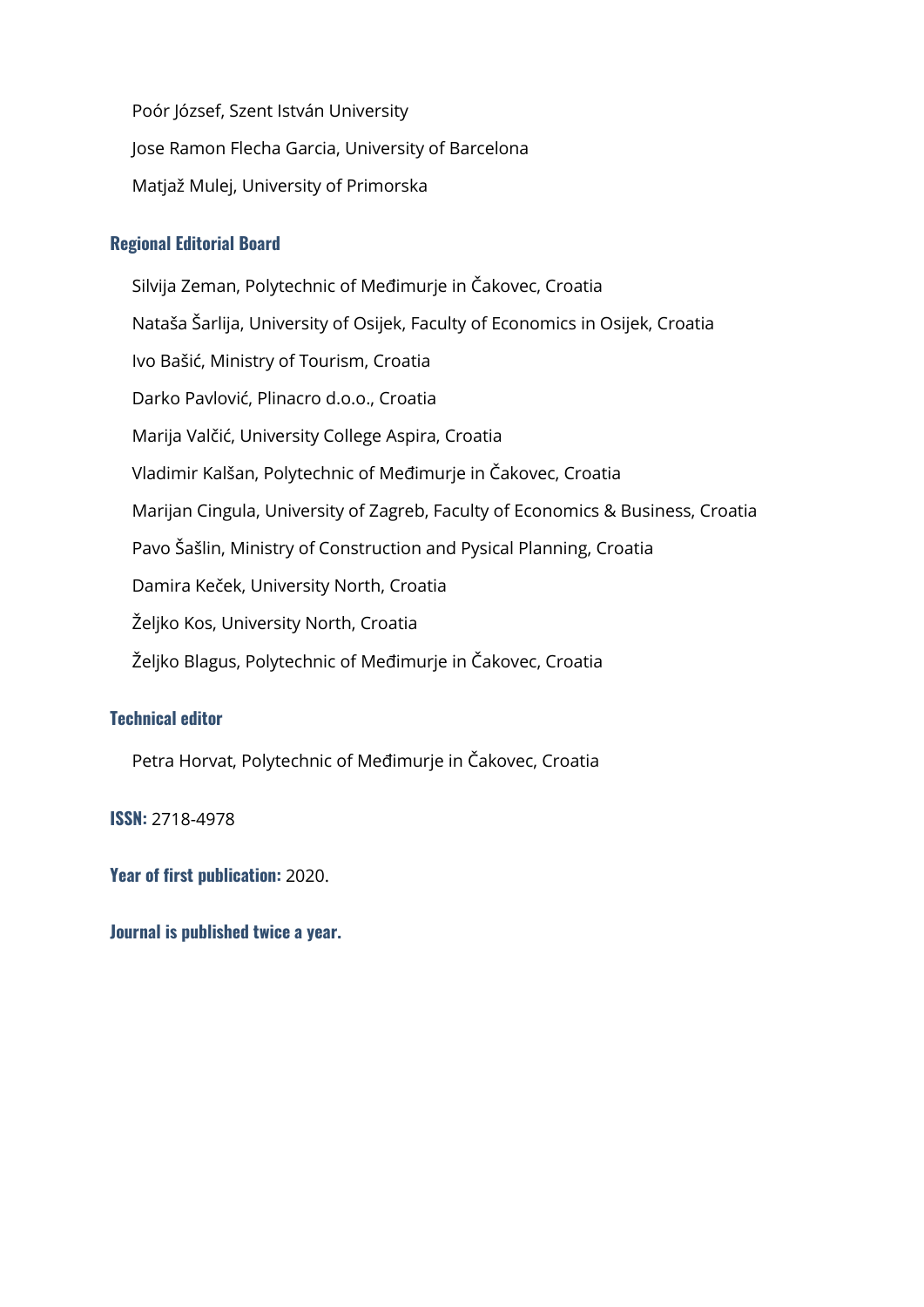Poór József, Szent István University

Jose Ramon Flecha Garcia, University of Barcelona

Matjaž Mulej, University of Primorska

### Regional Editorial Board

Silvija Zeman, Polytechnic of Međimurje in Čakovec, Croatia

Nataša Šarlija, University of Osijek, Faculty of Economics in Osijek, Croatia

Ivo Bašić, Ministry of Tourism, Croatia

Darko Pavlović, Plinacro d.o.o., Croatia

Marija Valčić, University College Aspira, Croatia

Vladimir Kalšan, Polytechnic of Međimurje in Čakovec, Croatia

Marijan Cingula, University of Zagreb, Faculty of Economics & Business, Croatia

Pavo Šašlin, Ministry of Construction and Pysical Planning, Croatia

Damira Keček, University North, Croatia

Željko Kos, University North, Croatia

Željko Blagus, Polytechnic of Međimurje in Čakovec, Croatia

### Technical editor

Petra Horvat, Polytechnic of Međimurje in Čakovec, Croatia

**ISSN:** 2718-4978

**Year of first publication:** 2020.

**Journal is published twice a year.**